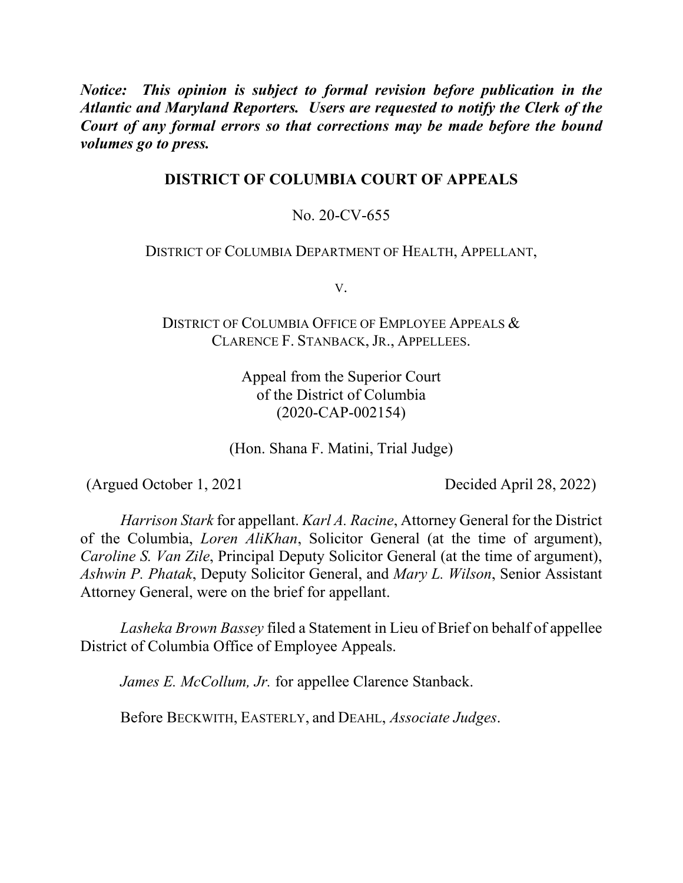***Notice: This opinion is subject to formal revision before publication in the Atlantic and Maryland Reporters. Users are requested to notify the Clerk of the Court of any formal errors so that corrections may be made before the bound volumes go to press.***

**DISTRICT OF COLUMBIA COURT OF APPEALS**

No. 20-CV-655

DISTRICT OF COLUMBIA DEPARTMENT OF HEALTH, APPELLANT,

V.

DISTRICT OF COLUMBIA OFFICE OF EMPLOYEE APPEALS & CLARENCE F. STANBACK, JR., APPELLEES.

Appeal from the Superior Court of the District of Columbia (2020-CAP-002154)

(Hon. Shana F. Matini, Trial Judge)

(Argued October 1, 2021 Decided April 28, 2022)

*Harrison Stark* for appellant. *Karl A. Racine*, Attorney General for the District of the Columbia, *Loren AliKhan*, Solicitor General (at the time of argument), *Caroline S. Van Zile*, Principal Deputy Solicitor General (at the time of argument), *Ashwin P. Phatak*, Deputy Solicitor General, and *Mary L. Wilson*, Senior Assistant Attorney General, were on the brief for appellant.

*Lasheka Brown Bassey* filed a Statement in Lieu of Brief on behalf of appellee District of Columbia Office of Employee Appeals.

*James E. McCollum, Jr.* for appellee Clarence Stanback.

Before BECKWITH, EASTERLY, and DEAHL, *Associate Judges*.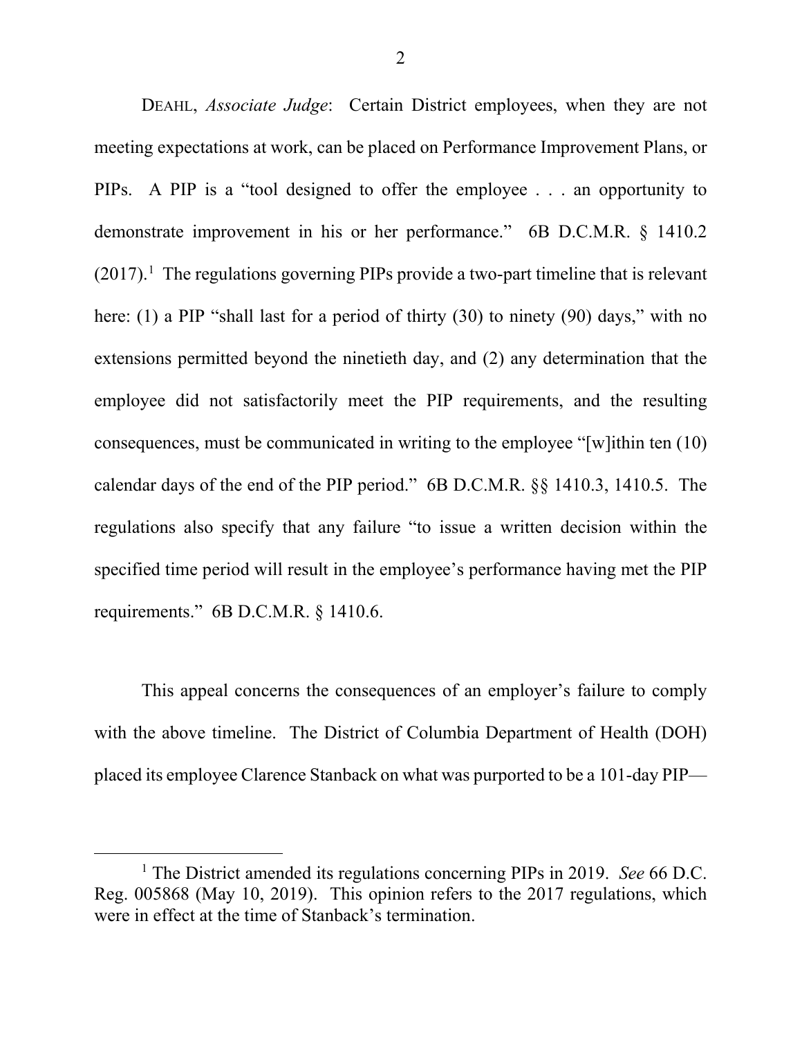DEAHL, *Associate Judge*: Certain District employees, when they are not meeting expectations at work, can be placed on Performance Improvement Plans, or PIPs. A PIP is a "tool designed to offer the employee . . . an opportunity to demonstrate improvement in his or her performance." 6B D.C.M.R. § 1410.2 (2017).[1] The regulations governing PIPs provide a two-part timeline that is relevant here: (1) a PIP "shall last for a period of thirty (30) to ninety (90) days," with no extensions permitted beyond the ninetieth day, and (2) any determination that the employee did not satisfactorily meet the PIP requirements, and the resulting consequences, must be communicated in writing to the employee "[w]ithin ten (10) calendar days of the end of the PIP period." 6B D.C.M.R. §§ 1410.3, 1410.5. The regulations also specify that any failure "to issue a written decision within the specified time period will result in the employee's performance having met the PIP requirements." 6B D.C.M.R. § 1410.6.

This appeal concerns the consequences of an employer's failure to comply with the above timeline. The District of Columbia Department of Health (DOH) placed its employee Clarence Stanback on what was purported to be a 101-day PIP—

---

[1] The District amended its regulations concerning PIPs in 2019. *See* 66 D.C. Reg. 005868 (May 10, 2019). This opinion refers to the 2017 regulations, which were in effect at the time of Stanback's termination.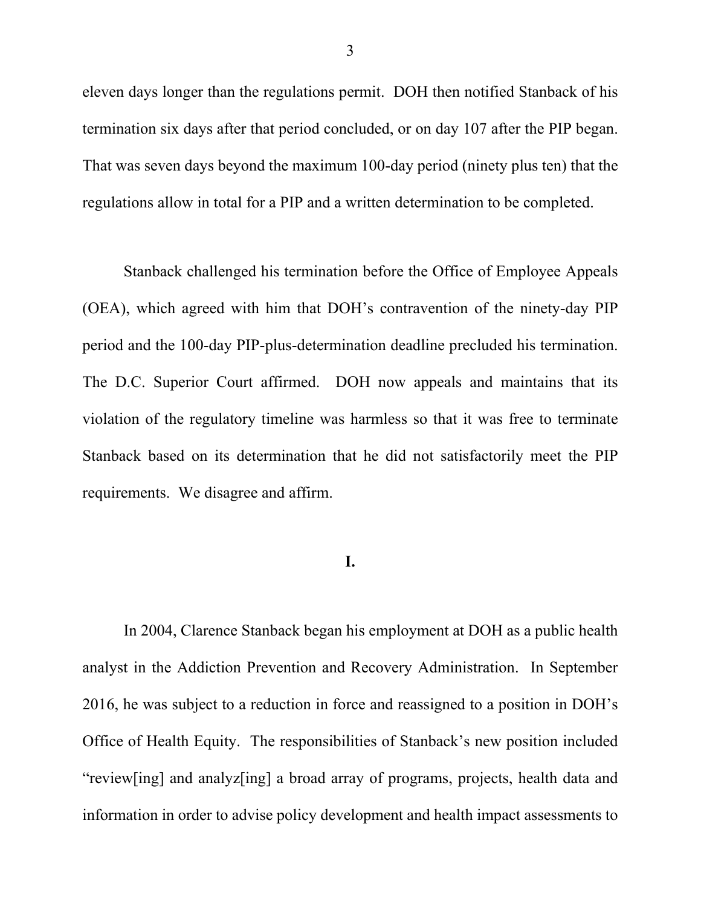eleven days longer than the regulations permit. DOH then notified Stanback of his termination six days after that period concluded, or on day 107 after the PIP began. That was seven days beyond the maximum 100-day period (ninety plus ten) that the regulations allow in total for a PIP and a written determination to be completed.

Stanback challenged his termination before the Office of Employee Appeals (OEA), which agreed with him that DOH's contravention of the ninety-day PIP period and the 100-day PIP-plus-determination deadline precluded his termination. The D.C. Superior Court affirmed. DOH now appeals and maintains that its violation of the regulatory timeline was harmless so that it was free to terminate Stanback based on its determination that he did not satisfactorily meet the PIP requirements. We disagree and affirm.

## I.

In 2004, Clarence Stanback began his employment at DOH as a public health analyst in the Addiction Prevention and Recovery Administration. In September 2016, he was subject to a reduction in force and reassigned to a position in DOH's Office of Health Equity. The responsibilities of Stanback's new position included "review[ing] and analyz[ing] a broad array of programs, projects, health data and information in order to advise policy development and health impact assessments to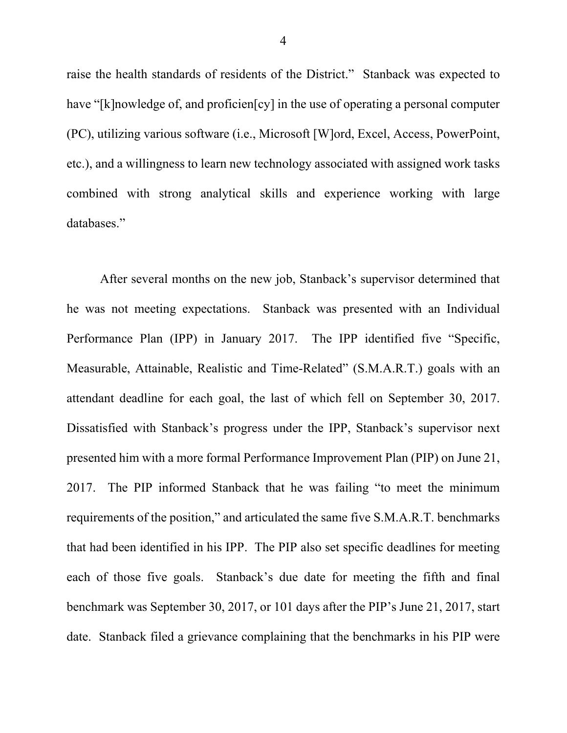raise the health standards of residents of the District." Stanback was expected to have "[k]nowledge of, and proficien[cy] in the use of operating a personal computer (PC), utilizing various software (i.e., Microsoft [W]ord, Excel, Access, PowerPoint, etc.), and a willingness to learn new technology associated with assigned work tasks combined with strong analytical skills and experience working with large databases."

After several months on the new job, Stanback's supervisor determined that he was not meeting expectations. Stanback was presented with an Individual Performance Plan (IPP) in January 2017. The IPP identified five "Specific, Measurable, Attainable, Realistic and Time-Related" (S.M.A.R.T.) goals with an attendant deadline for each goal, the last of which fell on September 30, 2017. Dissatisfied with Stanback's progress under the IPP, Stanback's supervisor next presented him with a more formal Performance Improvement Plan (PIP) on June 21, 2017. The PIP informed Stanback that he was failing "to meet the minimum requirements of the position," and articulated the same five S.M.A.R.T. benchmarks that had been identified in his IPP. The PIP also set specific deadlines for meeting each of those five goals. Stanback's due date for meeting the fifth and final benchmark was September 30, 2017, or 101 days after the PIP's June 21, 2017, start date. Stanback filed a grievance complaining that the benchmarks in his PIP were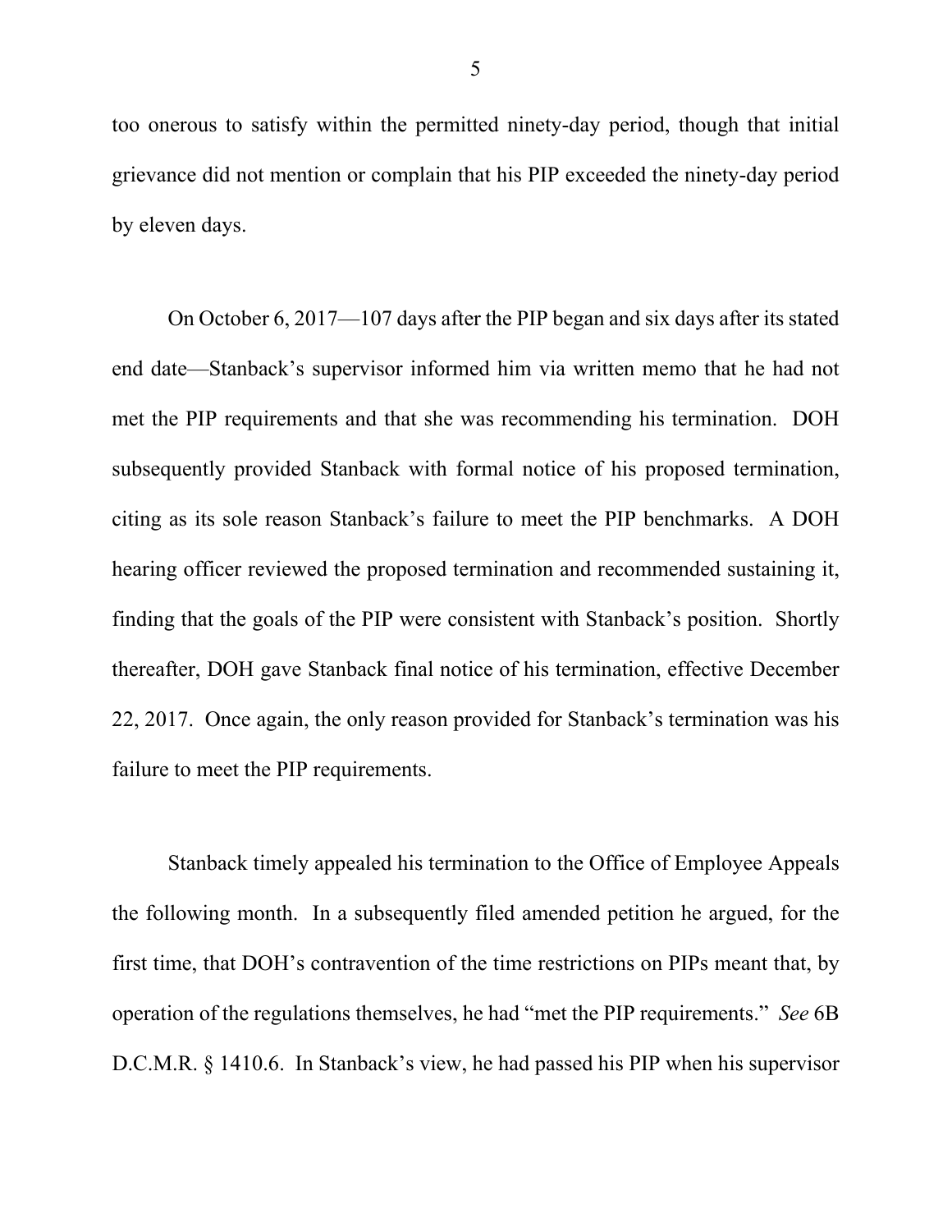too onerous to satisfy within the permitted ninety-day period, though that initial grievance did not mention or complain that his PIP exceeded the ninety-day period by eleven days.

On October 6, 2017—107 days after the PIP began and six days after its stated end date—Stanback's supervisor informed him via written memo that he had not met the PIP requirements and that she was recommending his termination. DOH subsequently provided Stanback with formal notice of his proposed termination, citing as its sole reason Stanback's failure to meet the PIP benchmarks. A DOH hearing officer reviewed the proposed termination and recommended sustaining it, finding that the goals of the PIP were consistent with Stanback's position. Shortly thereafter, DOH gave Stanback final notice of his termination, effective December 22, 2017. Once again, the only reason provided for Stanback's termination was his failure to meet the PIP requirements.

Stanback timely appealed his termination to the Office of Employee Appeals the following month. In a subsequently filed amended petition he argued, for the first time, that DOH's contravention of the time restrictions on PIPs meant that, by operation of the regulations themselves, he had "met the PIP requirements." *See* 6B D.C.M.R. § 1410.6. In Stanback's view, he had passed his PIP when his supervisor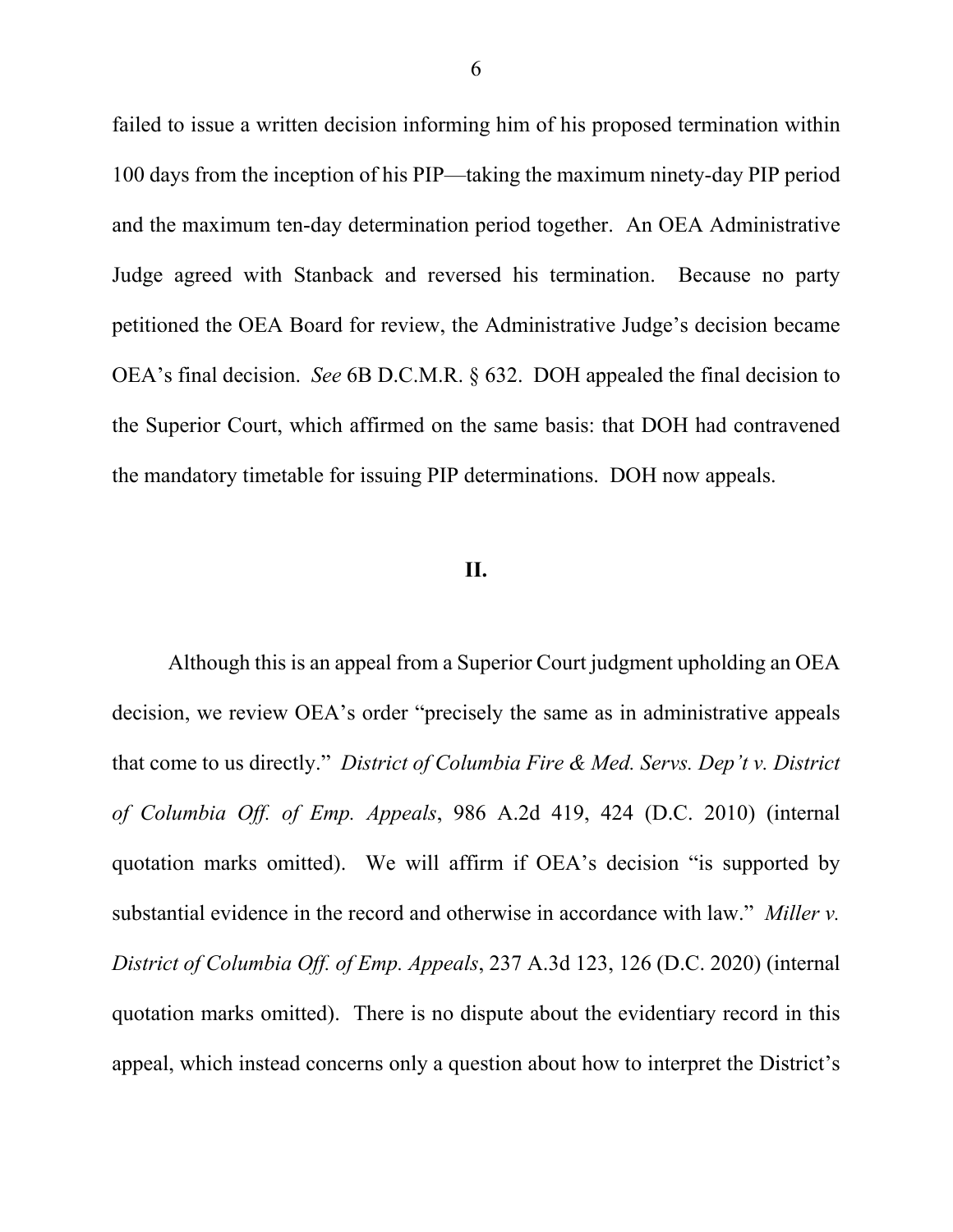failed to issue a written decision informing him of his proposed termination within 100 days from the inception of his PIP—taking the maximum ninety-day PIP period and the maximum ten-day determination period together. An OEA Administrative Judge agreed with Stanback and reversed his termination. Because no party petitioned the OEA Board for review, the Administrative Judge's decision became OEA's final decision. *See* 6B D.C.M.R. § 632. DOH appealed the final decision to the Superior Court, which affirmed on the same basis: that DOH had contravened the mandatory timetable for issuing PIP determinations. DOH now appeals.

## II.

Although this is an appeal from a Superior Court judgment upholding an OEA decision, we review OEA's order "precisely the same as in administrative appeals that come to us directly." *District of Columbia Fire & Med. Servs. Dep't v. District of Columbia Off. of Emp. Appeals*, 986 A.2d 419, 424 (D.C. 2010) (internal quotation marks omitted). We will affirm if OEA's decision "is supported by substantial evidence in the record and otherwise in accordance with law." *Miller v. District of Columbia Off. of Emp. Appeals*, 237 A.3d 123, 126 (D.C. 2020) (internal quotation marks omitted). There is no dispute about the evidentiary record in this appeal, which instead concerns only a question about how to interpret the District's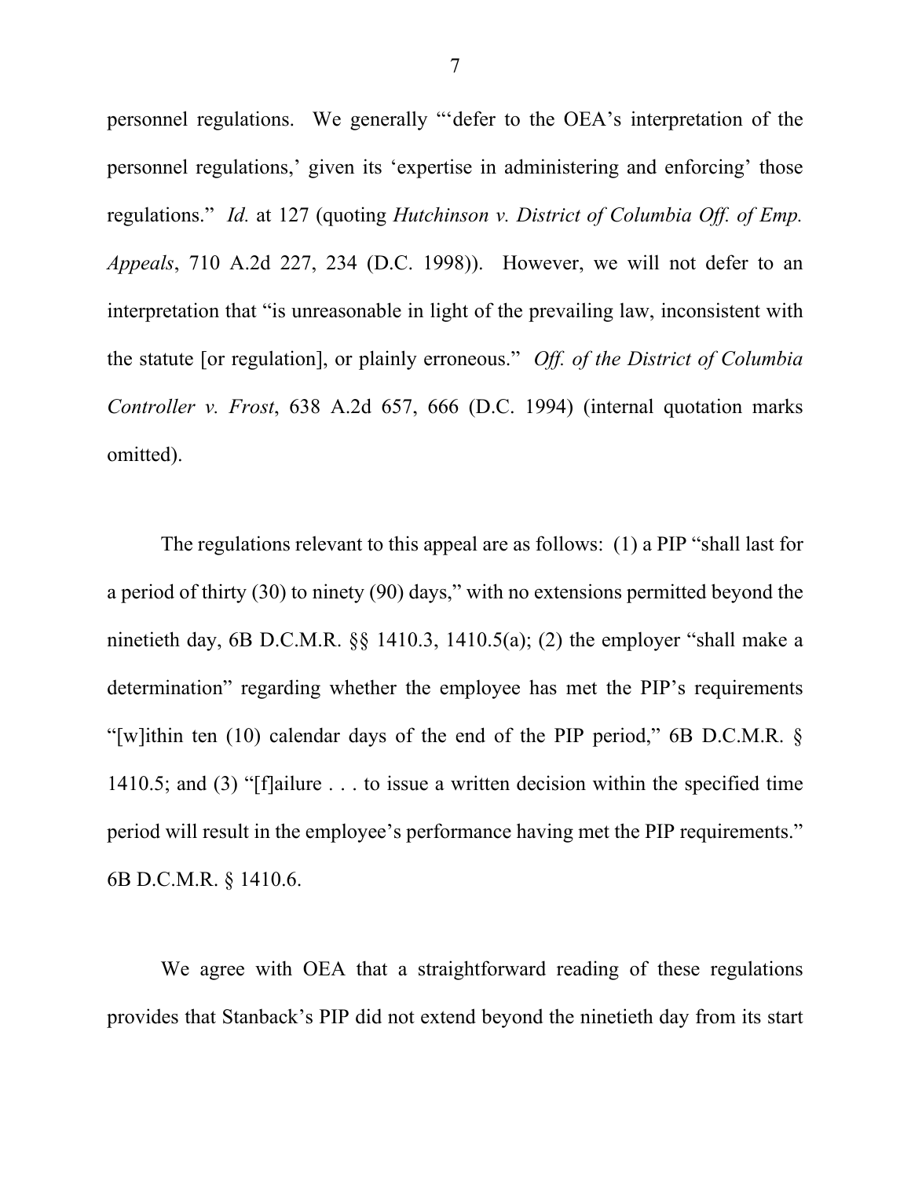personnel regulations. We generally "'defer to the OEA's interpretation of the personnel regulations,' given its 'expertise in administering and enforcing' those regulations." *Id.* at 127 (quoting *Hutchinson v. District of Columbia Off. of Emp. Appeals*, 710 A.2d 227, 234 (D.C. 1998)). However, we will not defer to an interpretation that "is unreasonable in light of the prevailing law, inconsistent with the statute [or regulation], or plainly erroneous." *Off. of the District of Columbia Controller v. Frost*, 638 A.2d 657, 666 (D.C. 1994) (internal quotation marks omitted).

The regulations relevant to this appeal are as follows: (1) a PIP "shall last for a period of thirty (30) to ninety (90) days," with no extensions permitted beyond the ninetieth day, 6B D.C.M.R. §§ 1410.3, 1410.5(a); (2) the employer "shall make a determination" regarding whether the employee has met the PIP's requirements "[w]ithin ten (10) calendar days of the end of the PIP period," 6B D.C.M.R. § 1410.5; and (3) "[f]ailure . . . to issue a written decision within the specified time period will result in the employee's performance having met the PIP requirements." 6B D.C.M.R. § 1410.6.

We agree with OEA that a straightforward reading of these regulations provides that Stanback's PIP did not extend beyond the ninetieth day from its start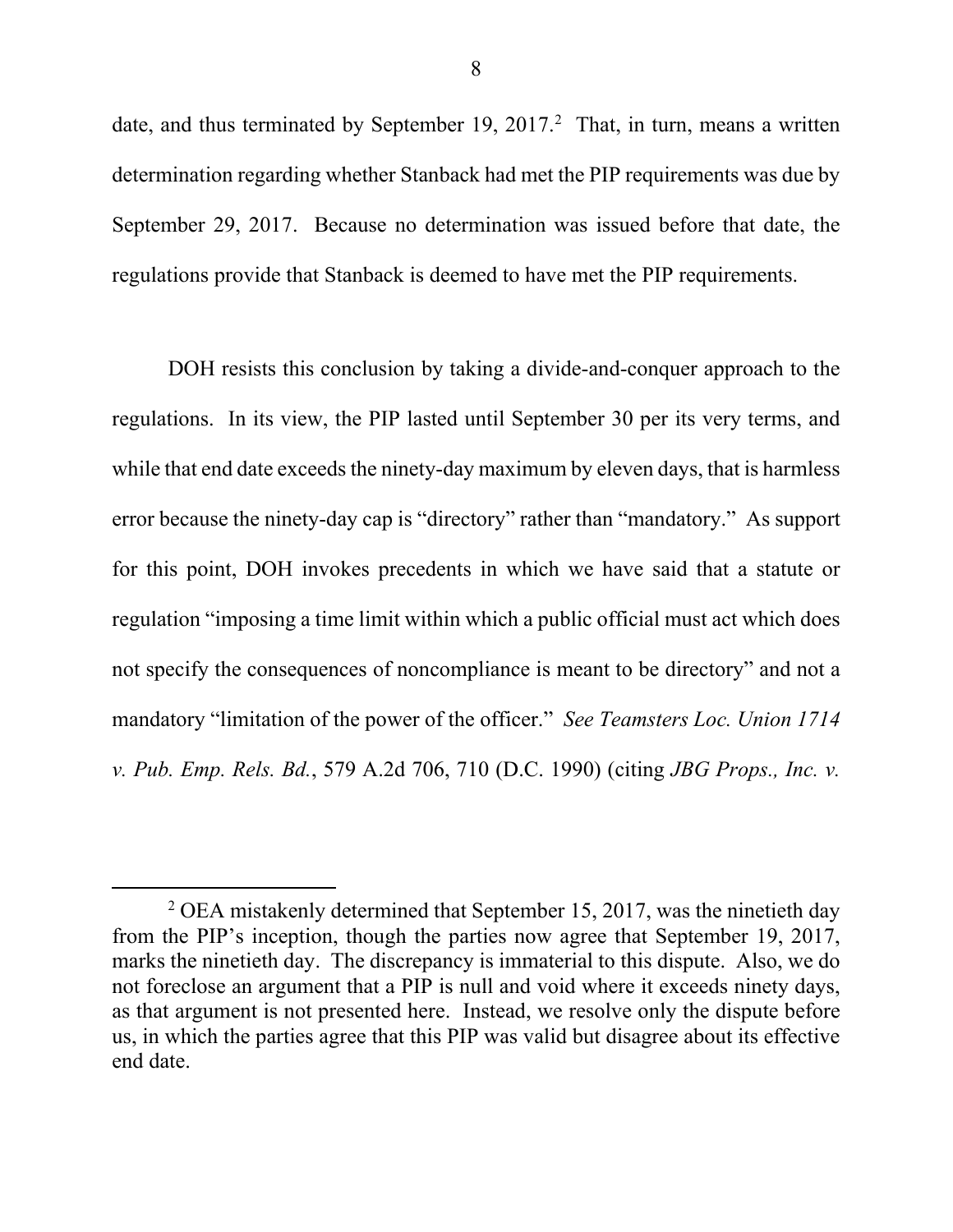date, and thus terminated by September 19, 2017.[2] That, in turn, means a written determination regarding whether Stanback had met the PIP requirements was due by September 29, 2017. Because no determination was issued before that date, the regulations provide that Stanback is deemed to have met the PIP requirements.

DOH resists this conclusion by taking a divide-and-conquer approach to the regulations. In its view, the PIP lasted until September 30 per its very terms, and while that end date exceeds the ninety-day maximum by eleven days, that is harmless error because the ninety-day cap is "directory" rather than "mandatory." As support for this point, DOH invokes precedents in which we have said that a statute or regulation "imposing a time limit within which a public official must act which does not specify the consequences of noncompliance is meant to be directory" and not a mandatory "limitation of the power of the officer." *See Teamsters Loc. Union 1714 v. Pub. Emp. Rels. Bd.*, 579 A.2d 706, 710 (D.C. 1990) (citing *JBG Props., Inc. v.*

---

[2] OEA mistakenly determined that September 15, 2017, was the ninetieth day from the PIP's inception, though the parties now agree that September 19, 2017, marks the ninetieth day. The discrepancy is immaterial to this dispute. Also, we do not foreclose an argument that a PIP is null and void where it exceeds ninety days, as that argument is not presented here. Instead, we resolve only the dispute before us, in which the parties agree that this PIP was valid but disagree about its effective end date.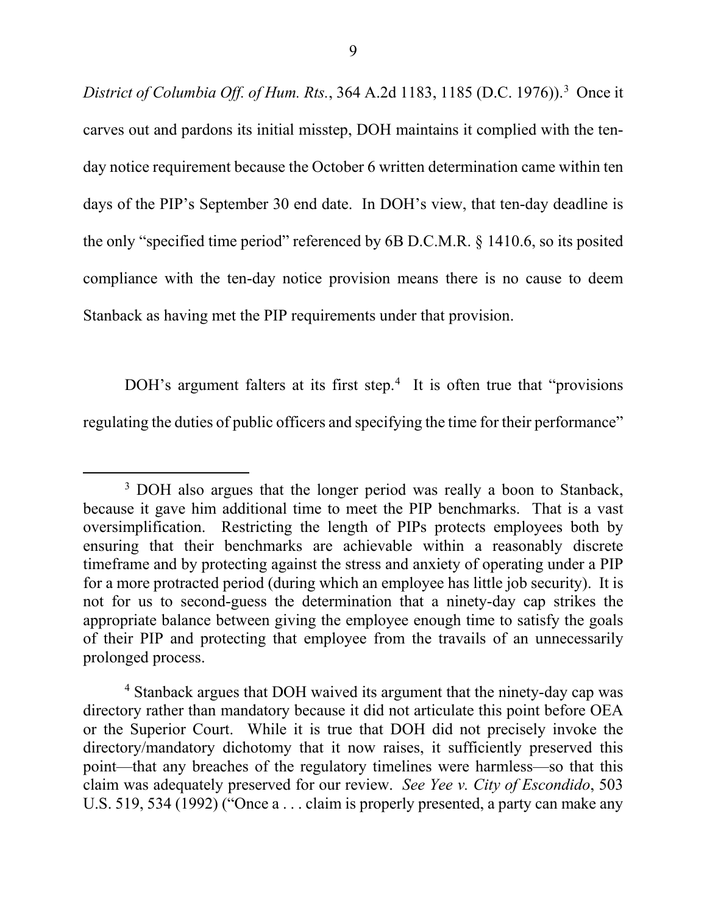*District of Columbia Off. of Hum. Rts.*, 364 A.2d 1183, 1185 (D.C. 1976)).[3] Once it carves out and pardons its initial misstep, DOH maintains it complied with the ten-day notice requirement because the October 6 written determination came within ten days of the PIP's September 30 end date. In DOH's view, that ten-day deadline is the only "specified time period" referenced by 6B D.C.M.R. § 1410.6, so its posited compliance with the ten-day notice provision means there is no cause to deem Stanback as having met the PIP requirements under that provision.

DOH's argument falters at its first step.[4] It is often true that "provisions regulating the duties of public officers and specifying the time for their performance"

---

[3] DOH also argues that the longer period was really a boon to Stanback, because it gave him additional time to meet the PIP benchmarks. That is a vast oversimplification. Restricting the length of PIPs protects employees both by ensuring that their benchmarks are achievable within a reasonably discrete timeframe and by protecting against the stress and anxiety of operating under a PIP for a more protracted period (during which an employee has little job security). It is not for us to second-guess the determination that a ninety-day cap strikes the appropriate balance between giving the employee enough time to satisfy the goals of their PIP and protecting that employee from the travails of an unnecessarily prolonged process.

[4] Stanback argues that DOH waived its argument that the ninety-day cap was directory rather than mandatory because it did not articulate this point before OEA or the Superior Court. While it is true that DOH did not precisely invoke the directory/mandatory dichotomy that it now raises, it sufficiently preserved this point—that any breaches of the regulatory timelines were harmless—so that this claim was adequately preserved for our review. *See Yee v. City of Escondido*, 503 U.S. 519, 534 (1992) ("Once a . . . claim is properly presented, a party can make any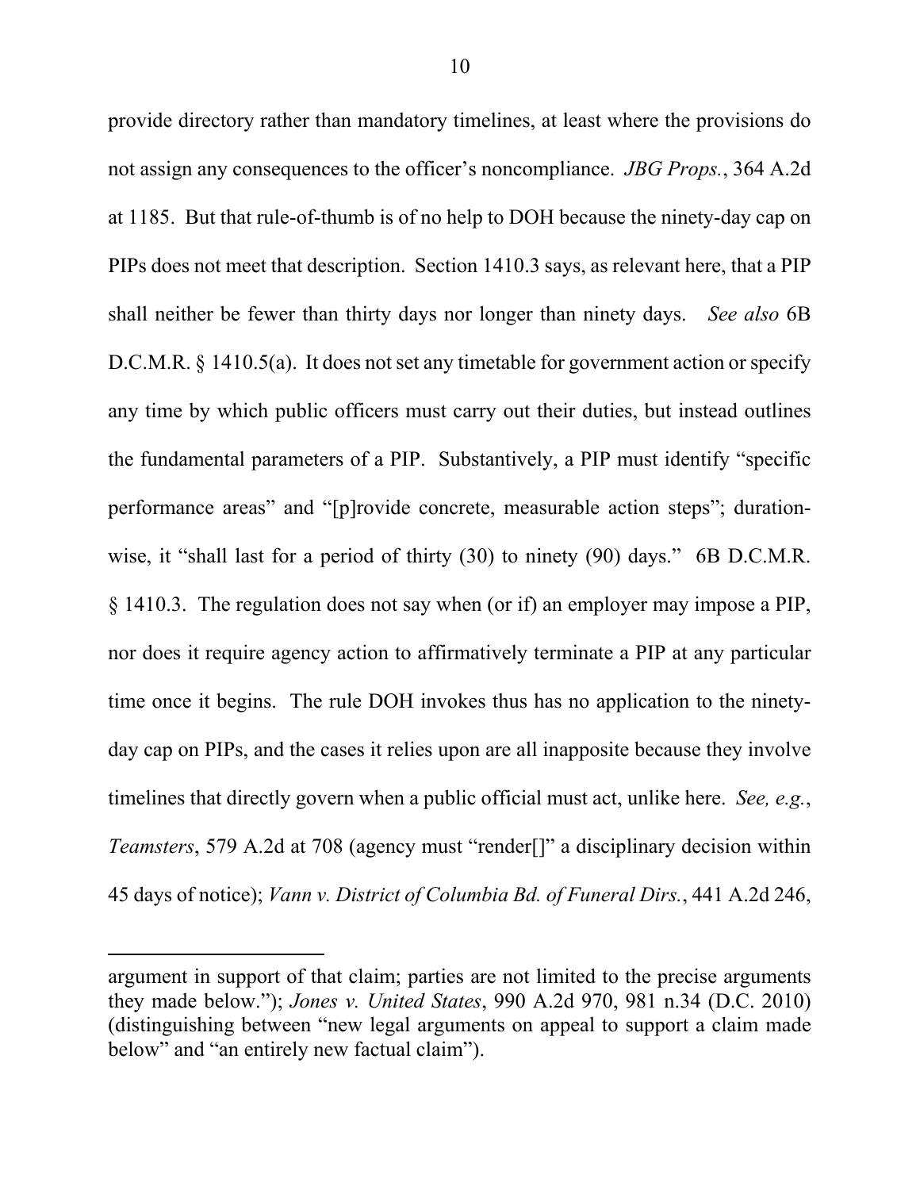provide directory rather than mandatory timelines, at least where the provisions do not assign any consequences to the officer's noncompliance. *JBG Props.*, 364 A.2d at 1185. But that rule-of-thumb is of no help to DOH because the ninety-day cap on PIPs does not meet that description. Section 1410.3 says, as relevant here, that a PIP shall neither be fewer than thirty days nor longer than ninety days. *See also* 6B D.C.M.R. § 1410.5(a). It does not set any timetable for government action or specify any time by which public officers must carry out their duties, but instead outlines the fundamental parameters of a PIP. Substantively, a PIP must identify "specific performance areas" and "[p]rovide concrete, measurable action steps"; duration-wise, it "shall last for a period of thirty (30) to ninety (90) days." 6B D.C.M.R. § 1410.3. The regulation does not say when (or if) an employer may impose a PIP, nor does it require agency action to affirmatively terminate a PIP at any particular time once it begins. The rule DOH invokes thus has no application to the ninety-day cap on PIPs, and the cases it relies upon are all inapposite because they involve timelines that directly govern when a public official must act, unlike here. *See, e.g.*, *Teamsters*, 579 A.2d at 708 (agency must "render[]" a disciplinary decision within 45 days of notice); *Vann v. District of Columbia Bd. of Funeral Dirs.*, 441 A.2d 246,

---

argument in support of that claim; parties are not limited to the precise arguments they made below."); *Jones v. United States*, 990 A.2d 970, 981 n.34 (D.C. 2010) (distinguishing between "new legal arguments on appeal to support a claim made below" and "an entirely new factual claim").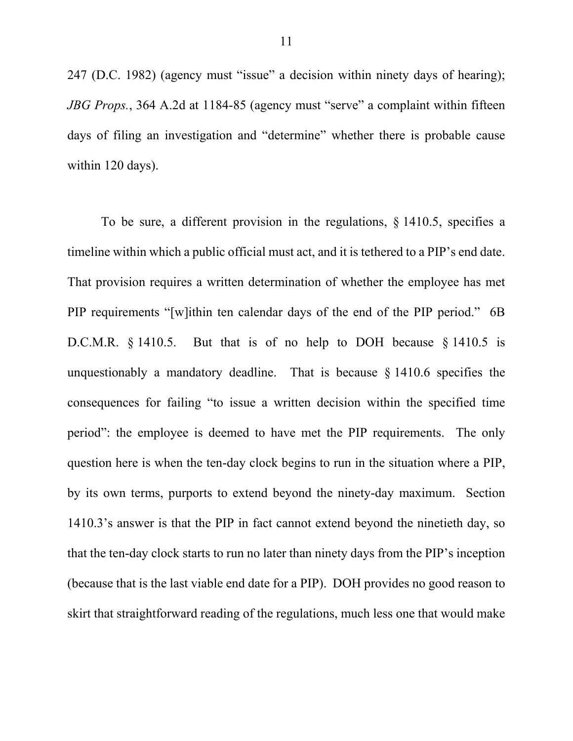247 (D.C. 1982) (agency must "issue" a decision within ninety days of hearing); *JBG Props.*, 364 A.2d at 1184-85 (agency must "serve" a complaint within fifteen days of filing an investigation and "determine" whether there is probable cause within 120 days).

To be sure, a different provision in the regulations, § 1410.5, specifies a timeline within which a public official must act, and it is tethered to a PIP's end date. That provision requires a written determination of whether the employee has met PIP requirements "[w]ithin ten calendar days of the end of the PIP period." 6B D.C.M.R. § 1410.5. But that is of no help to DOH because § 1410.5 is unquestionably a mandatory deadline. That is because § 1410.6 specifies the consequences for failing "to issue a written decision within the specified time period": the employee is deemed to have met the PIP requirements. The only question here is when the ten-day clock begins to run in the situation where a PIP, by its own terms, purports to extend beyond the ninety-day maximum. Section 1410.3's answer is that the PIP in fact cannot extend beyond the ninetieth day, so that the ten-day clock starts to run no later than ninety days from the PIP's inception (because that is the last viable end date for a PIP). DOH provides no good reason to skirt that straightforward reading of the regulations, much less one that would make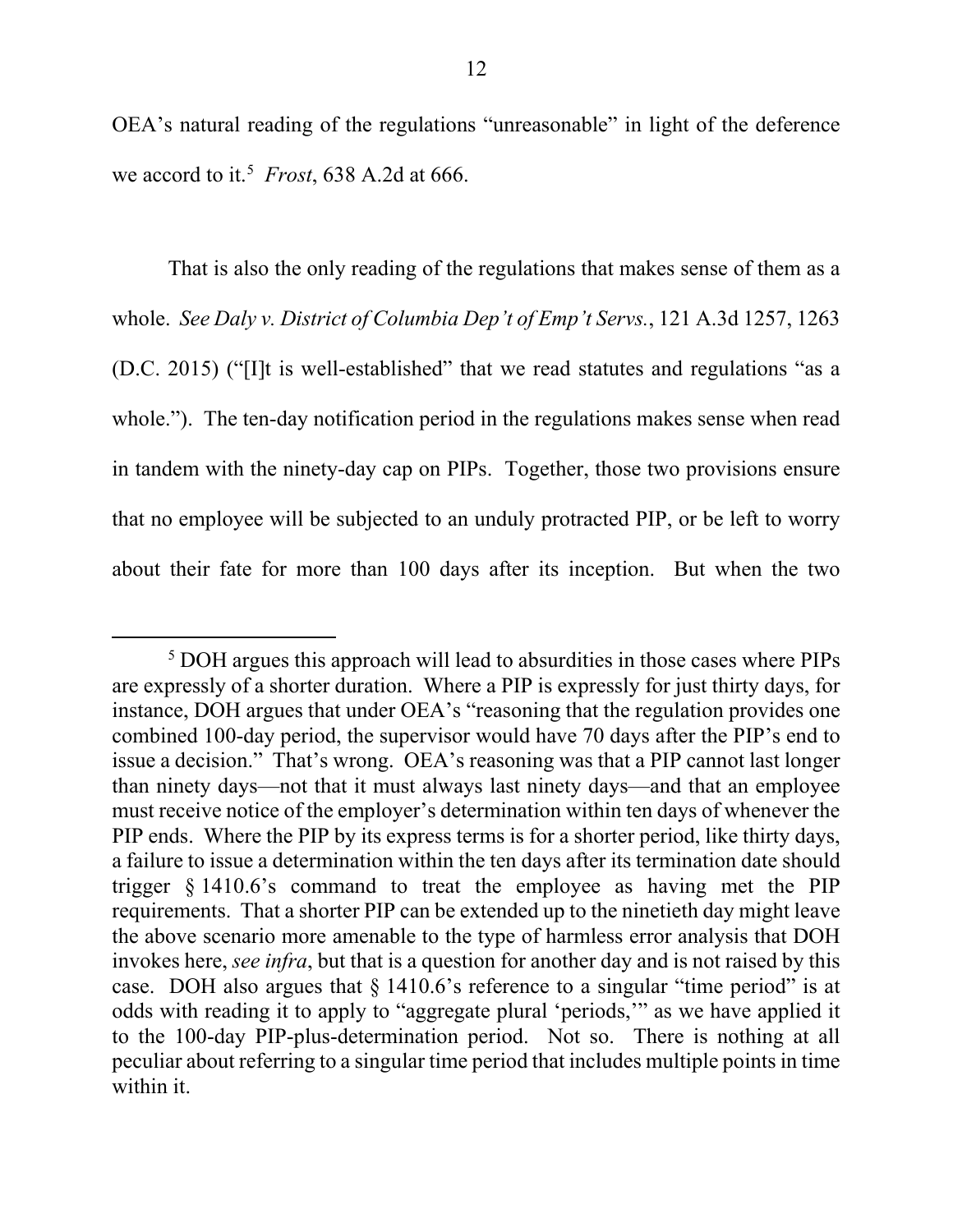OEA's natural reading of the regulations "unreasonable" in light of the deference we accord to it.[5] *Frost*, 638 A.2d at 666.

That is also the only reading of the regulations that makes sense of them as a whole. *See Daly v. District of Columbia Dep't of Emp't Servs.*, 121 A.3d 1257, 1263 (D.C. 2015) ("[I]t is well-established" that we read statutes and regulations "as a whole."). The ten-day notification period in the regulations makes sense when read in tandem with the ninety-day cap on PIPs. Together, those two provisions ensure that no employee will be subjected to an unduly protracted PIP, or be left to worry about their fate for more than 100 days after its inception. But when the two

---

[5] DOH argues this approach will lead to absurdities in those cases where PIPs are expressly of a shorter duration. Where a PIP is expressly for just thirty days, for instance, DOH argues that under OEA's "reasoning that the regulation provides one combined 100-day period, the supervisor would have 70 days after the PIP's end to issue a decision." That's wrong. OEA's reasoning was that a PIP cannot last longer than ninety days—not that it must always last ninety days—and that an employee must receive notice of the employer's determination within ten days of whenever the PIP ends. Where the PIP by its express terms is for a shorter period, like thirty days, a failure to issue a determination within the ten days after its termination date should trigger § 1410.6's command to treat the employee as having met the PIP requirements. That a shorter PIP can be extended up to the ninetieth day might leave the above scenario more amenable to the type of harmless error analysis that DOH invokes here, *see infra*, but that is a question for another day and is not raised by this case. DOH also argues that § 1410.6's reference to a singular "time period" is at odds with reading it to apply to "aggregate plural 'periods,'" as we have applied it to the 100-day PIP-plus-determination period. Not so. There is nothing at all peculiar about referring to a singular time period that includes multiple points in time within it.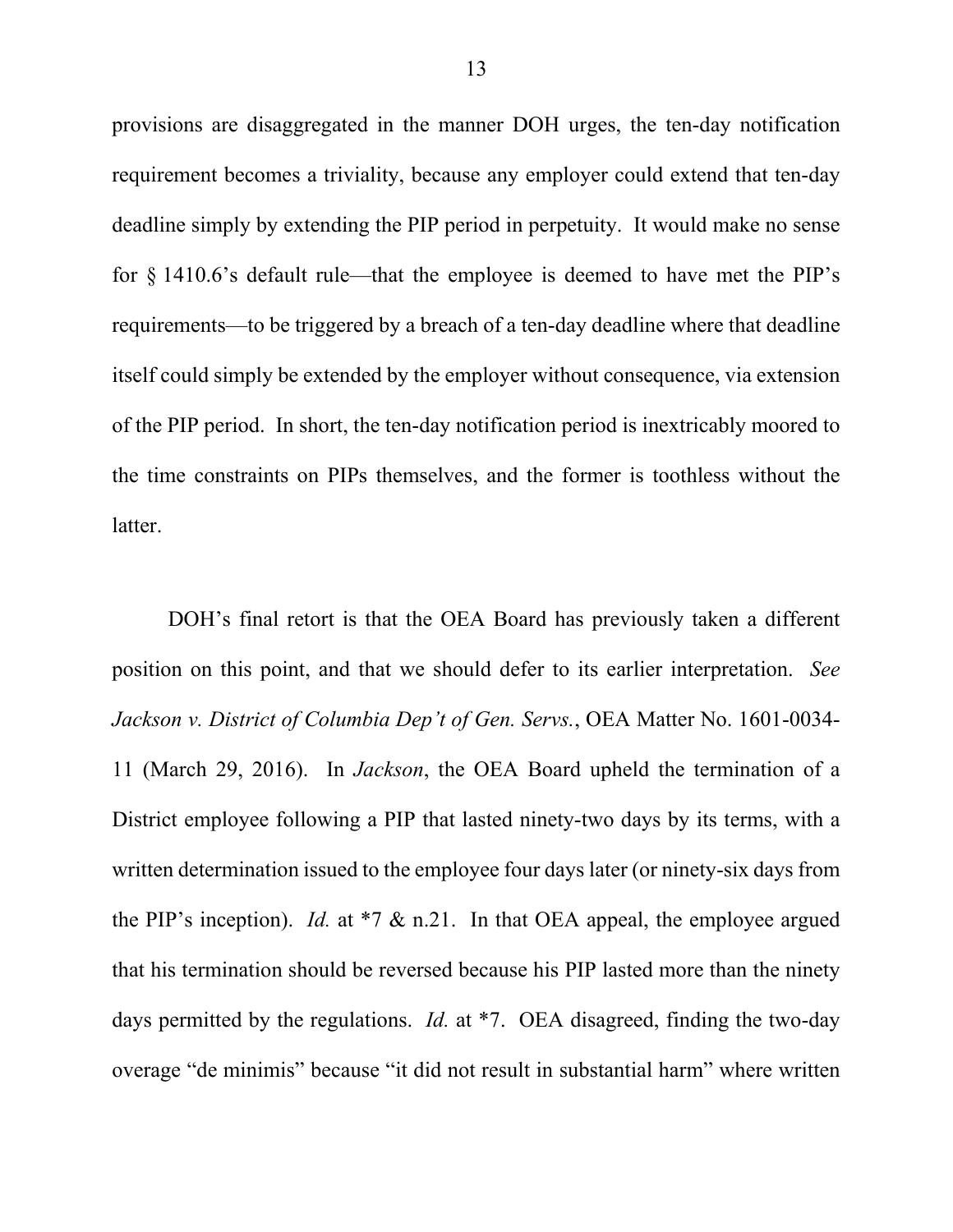provisions are disaggregated in the manner DOH urges, the ten-day notification requirement becomes a triviality, because any employer could extend that ten-day deadline simply by extending the PIP period in perpetuity. It would make no sense for § 1410.6's default rule—that the employee is deemed to have met the PIP's requirements—to be triggered by a breach of a ten-day deadline where that deadline itself could simply be extended by the employer without consequence, via extension of the PIP period. In short, the ten-day notification period is inextricably moored to the time constraints on PIPs themselves, and the former is toothless without the latter.

DOH's final retort is that the OEA Board has previously taken a different position on this point, and that we should defer to its earlier interpretation. *See Jackson v. District of Columbia Dep't of Gen. Servs.*, OEA Matter No. 1601-0034-11 (March 29, 2016). In *Jackson*, the OEA Board upheld the termination of a District employee following a PIP that lasted ninety-two days by its terms, with a written determination issued to the employee four days later (or ninety-six days from the PIP's inception). *Id.* at *7 & n.21. In that OEA appeal, the employee argued that his termination should be reversed because his PIP lasted more than the ninety days permitted by the regulations. *Id.* at *7. OEA disagreed, finding the two-day overage "de minimis" because "it did not result in substantial harm" where written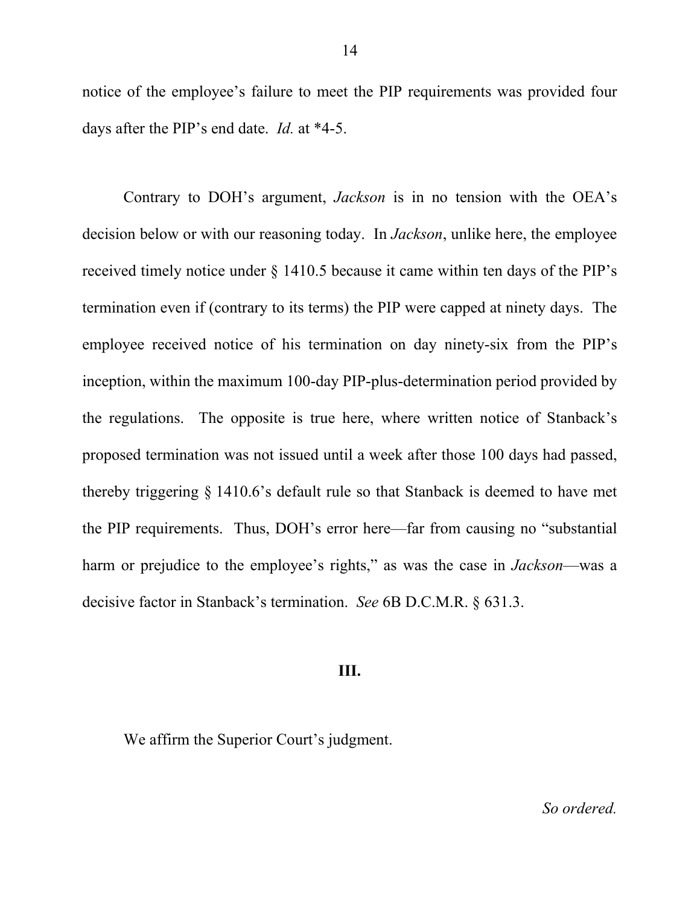notice of the employee's failure to meet the PIP requirements was provided four days after the PIP's end date. *Id.* at *4-5.

Contrary to DOH's argument, *Jackson* is in no tension with the OEA's decision below or with our reasoning today. In *Jackson*, unlike here, the employee received timely notice under § 1410.5 because it came within ten days of the PIP's termination even if (contrary to its terms) the PIP were capped at ninety days. The employee received notice of his termination on day ninety-six from the PIP's inception, within the maximum 100-day PIP-plus-determination period provided by the regulations. The opposite is true here, where written notice of Stanback's proposed termination was not issued until a week after those 100 days had passed, thereby triggering § 1410.6's default rule so that Stanback is deemed to have met the PIP requirements. Thus, DOH's error here—far from causing no "substantial harm or prejudice to the employee's rights," as was the case in *Jackson*—was a decisive factor in Stanback's termination. *See* 6B D.C.M.R. § 631.3.

## III.

We affirm the Superior Court's judgment.

*So ordered.*